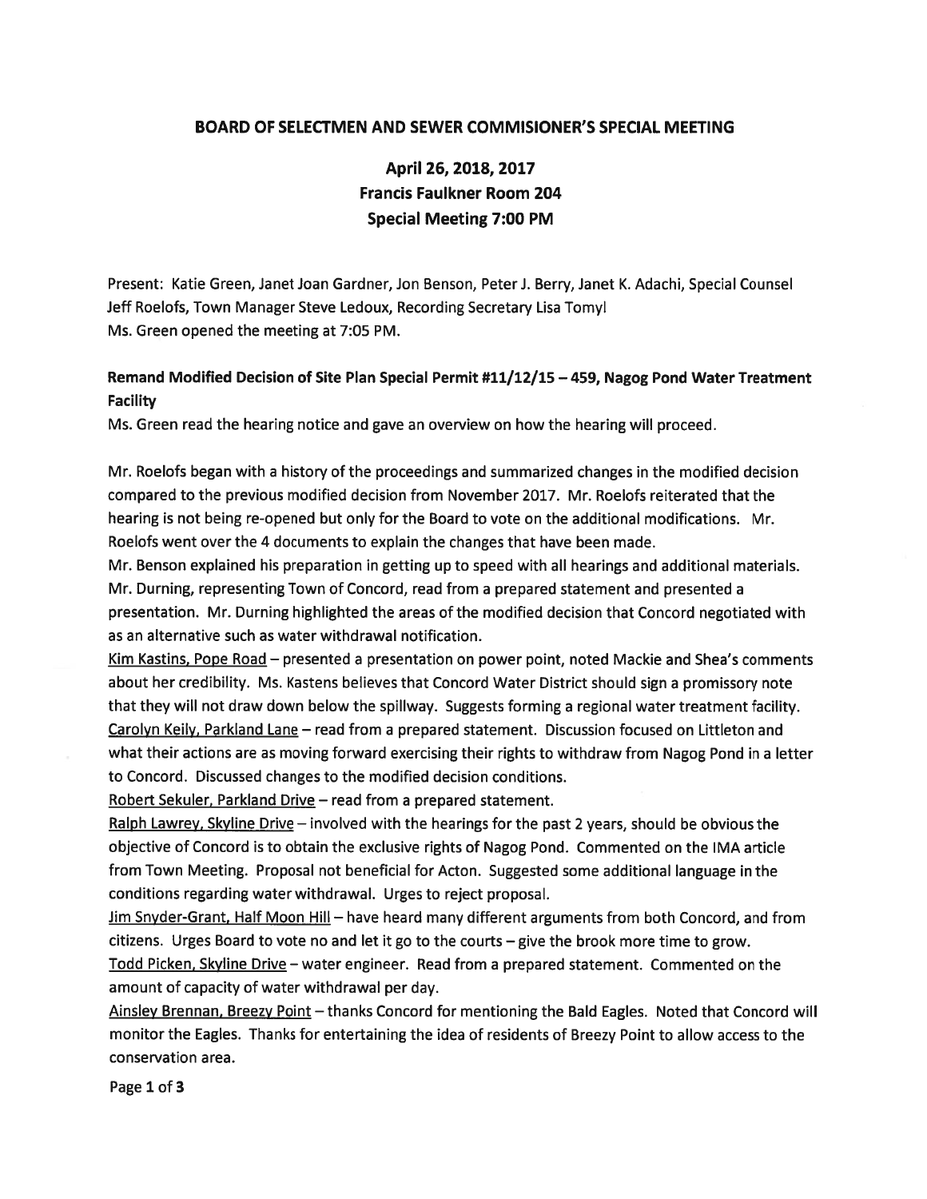# BOARD OF SELECTMEN AND SEWER COMMISIONER'S SPECIAL MEETING

## April 26, 2018, 2017
## Francis Faulkner Room 204
## Special Meeting 7:00 PM

Present: Katie Green, Janet Joan Gardner, Jon Benson, Peter J. Berry, Janet K. Adachi, Special Counsel Jeff Roelofs, Town Manager Steve Ledoux, Recording Secretary Lisa Tomyl
Ms. Green opened the meeting at 7:05 PM.

**Remand Modified Decision of Site Plan Special Permit #11/12/15 – 459, Nagog Pond Water Treatment Facility**

Ms. Green read the hearing notice and gave an overview on how the hearing will proceed.

Mr. Roelofs began with a history of the proceedings and summarized changes in the modified decision compared to the previous modified decision from November 2017. Mr. Roelofs reiterated that the hearing is not being re-opened but only for the Board to vote on the additional modifications. Mr. Roelofs went over the 4 documents to explain the changes that have been made.
Mr. Benson explained his preparation in getting up to speed with all hearings and additional materials.
Mr. Durning, representing Town of Concord, read from a prepared statement and presented a presentation. Mr. Durning highlighted the areas of the modified decision that Concord negotiated with as an alternative such as water withdrawal notification.
Kim Kastins, Pope Road – presented a presentation on power point, noted Mackie and Shea's comments about her credibility. Ms. Kastens believes that Concord Water District should sign a promissory note that they will not draw down below the spillway. Suggests forming a regional water treatment facility.
Carolyn Keily, Parkland Lane – read from a prepared statement. Discussion focused on Littleton and what their actions are as moving forward exercising their rights to withdraw from Nagog Pond in a letter to Concord. Discussed changes to the modified decision conditions.
Robert Sekuler, Parkland Drive – read from a prepared statement.
Ralph Lawrey, Skyline Drive – involved with the hearings for the past 2 years, should be obvious the objective of Concord is to obtain the exclusive rights of Nagog Pond. Commented on the IMA article from Town Meeting. Proposal not beneficial for Acton. Suggested some additional language in the conditions regarding water withdrawal. Urges to reject proposal.
Jim Snyder-Grant, Half Moon Hill – have heard many different arguments from both Concord, and from citizens. Urges Board to vote no and let it go to the courts – give the brook more time to grow.
Todd Picken, Skyline Drive – water engineer. Read from a prepared statement. Commented on the amount of capacity of water withdrawal per day.
Ainsley Brennan, Breezy Point – thanks Concord for mentioning the Bald Eagles. Noted that Concord will monitor the Eagles. Thanks for entertaining the idea of residents of Breezy Point to allow access to the conservation area.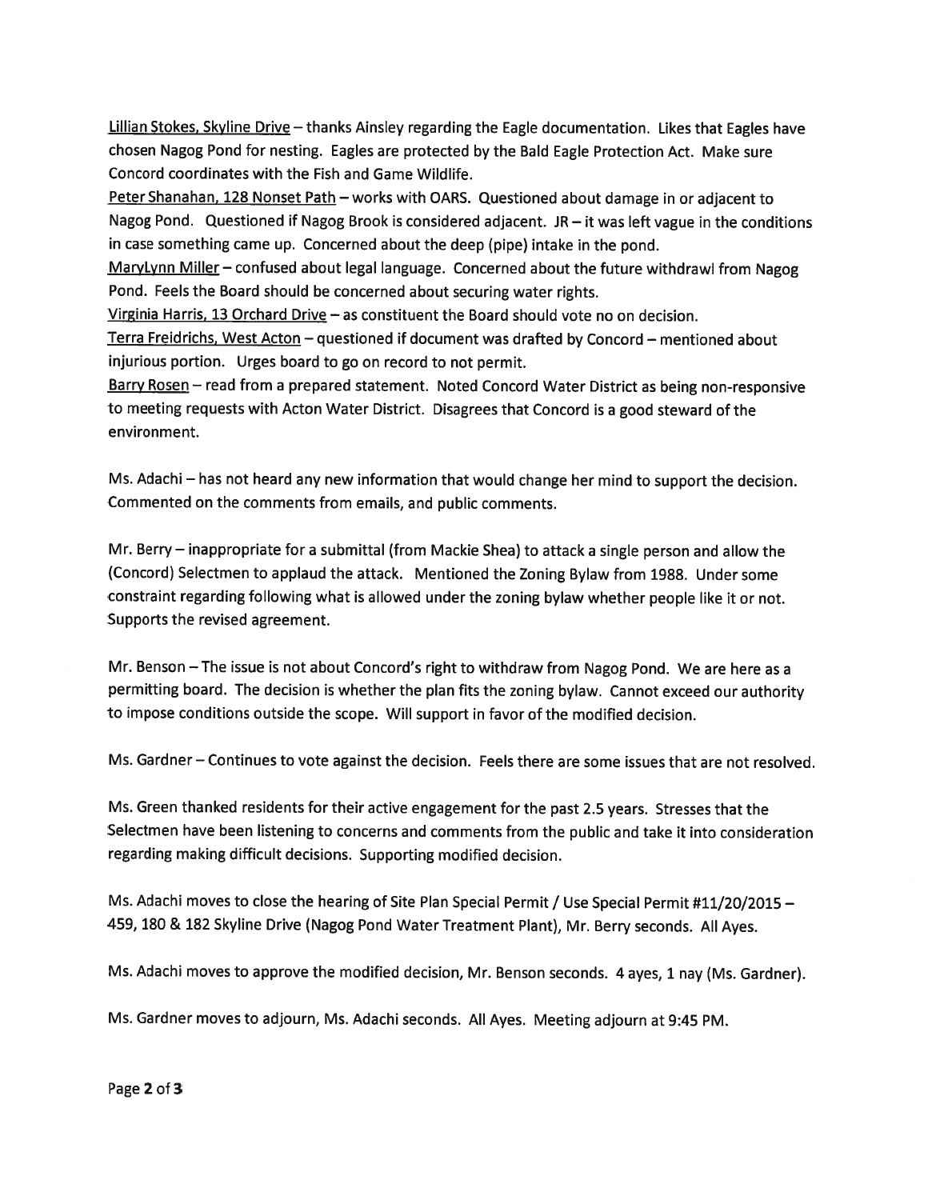Lillian Stokes, Skyline Drive – thanks Ainsley regarding the Eagle documentation. Likes that Eagles have chosen Nagog Pond for nesting. Eagles are protected by the Bald Eagle Protection Act. Make sure Concord coordinates with the Fish and Game Wildlife.

Peter Shanahan, 128 Nonset Path – works with OARS. Questioned about damage in or adjacent to Nagog Pond. Questioned if Nagog Brook is considered adjacent. JR – it was left vague in the conditions in case something came up. Concerned about the deep (pipe) intake in the pond.

MaryLynn Miller – confused about legal language. Concerned about the future withdrawl from Nagog Pond. Feels the Board should be concerned about securing water rights.

Virginia Harris, 13 Orchard Drive – as constituent the Board should vote no on decision.

Terra Freidrichs, West Acton – questioned if document was drafted by Concord – mentioned about injurious portion. Urges board to go on record to not permit.

Barry Rosen – read from a prepared statement. Noted Concord Water District as being non-responsive to meeting requests with Acton Water District. Disagrees that Concord is a good steward of the environment.

Ms. Adachi – has not heard any new information that would change her mind to support the decision. Commented on the comments from emails, and public comments.

Mr. Berry – inappropriate for a submittal (from Mackie Shea) to attack a single person and allow the (Concord) Selectmen to applaud the attack. Mentioned the Zoning Bylaw from 1988. Under some constraint regarding following what is allowed under the zoning bylaw whether people like it or not. Supports the revised agreement.

Mr. Benson – The issue is not about Concord's right to withdraw from Nagog Pond. We are here as a permitting board. The decision is whether the plan fits the zoning bylaw. Cannot exceed our authority to impose conditions outside the scope. Will support in favor of the modified decision.

Ms. Gardner – Continues to vote against the decision. Feels there are some issues that are not resolved.

Ms. Green thanked residents for their active engagement for the past 2.5 years. Stresses that the Selectmen have been listening to concerns and comments from the public and take it into consideration regarding making difficult decisions. Supporting modified decision.

Ms. Adachi moves to close the hearing of Site Plan Special Permit / Use Special Permit #11/20/2015 – 459, 180 & 182 Skyline Drive (Nagog Pond Water Treatment Plant), Mr. Berry seconds. All Ayes.

Ms. Adachi moves to approve the modified decision, Mr. Benson seconds. 4 ayes, 1 nay (Ms. Gardner).

Ms. Gardner moves to adjourn, Ms. Adachi seconds. All Ayes. Meeting adjourn at 9:45 PM.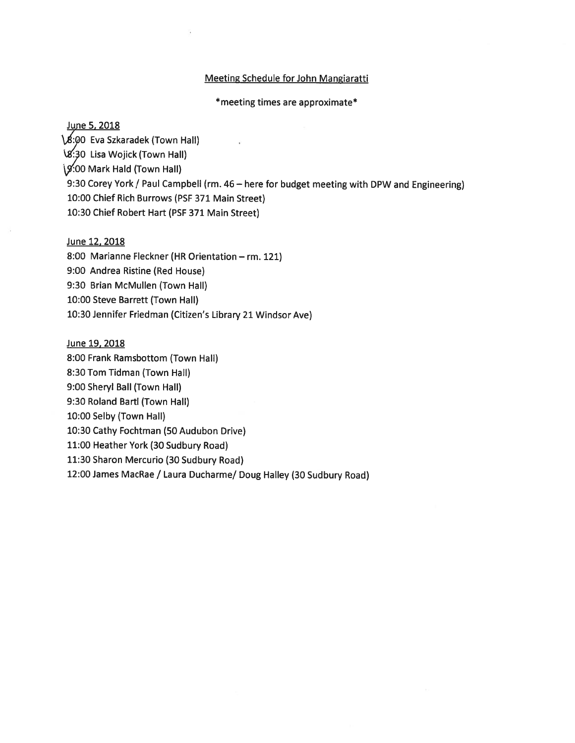Meeting Schedule for John Mangiaratti

*meeting times are approximate*

June 5, 2018

8:00 Eva Szkaradek (Town Hall)
8:30 Lisa Wojick (Town Hall)
9:00 Mark Hald (Town Hall)
9:30 Corey York / Paul Campbell (rm. 46 – here for budget meeting with DPW and Engineering)
10:00 Chief Rich Burrows (PSF 371 Main Street)
10:30 Chief Robert Hart (PSF 371 Main Street)

June 12, 2018

8:00 Marianne Fleckner (HR Orientation – rm. 121)
9:00 Andrea Ristine (Red House)
9:30 Brian McMullen (Town Hall)
10:00 Steve Barrett (Town Hall)
10:30 Jennifer Friedman (Citizen's Library 21 Windsor Ave)

June 19, 2018

8:00 Frank Ramsbottom (Town Hall)
8:30 Tom Tidman (Town Hall)
9:00 Sheryl Ball (Town Hall)
9:30 Roland Bartl (Town Hall)
10:00 Selby (Town Hall)
10:30 Cathy Fochtman (50 Audubon Drive)
11:00 Heather York (30 Sudbury Road)
11:30 Sharon Mercurio (30 Sudbury Road)
12:00 James MacRae / Laura Ducharme/ Doug Halley (30 Sudbury Road)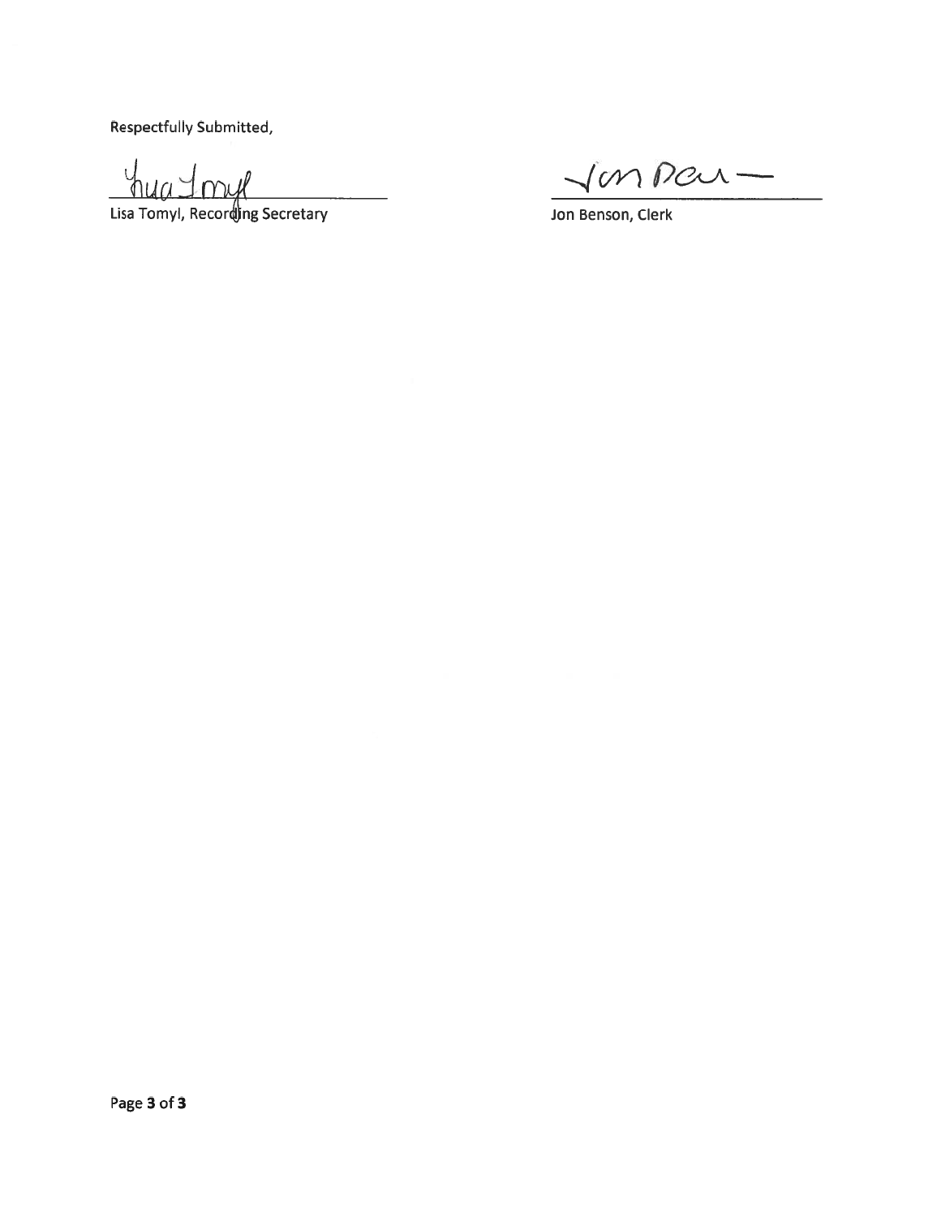Respectfully Submitted,

Lisa Tomyl, Recording Secretary

Jon Benson, Clerk